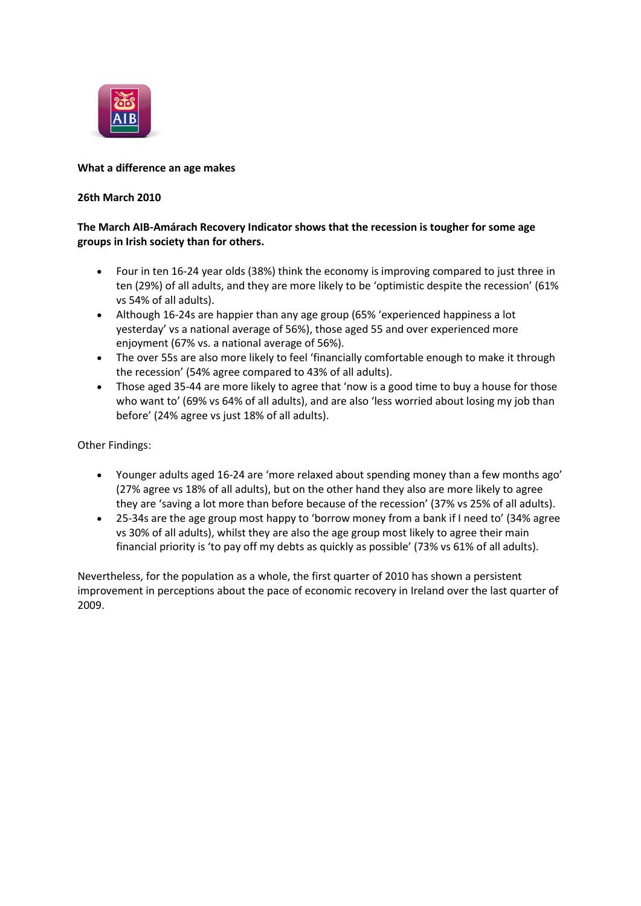**What a difference an age makes**

**26th March 2010**

**The March AIB-Amárach Recovery Indicator shows that the recession is tougher for some age groups in Irish society than for others.**

- Four in ten 16-24 year olds (38%) think the economy is improving compared to just three in ten (29%) of all adults, and they are more likely to be 'optimistic despite the recession' (61% vs 54% of all adults).
- Although 16-24s are happier than any age group (65% 'experienced happiness a lot yesterday' vs a national average of 56%), those aged 55 and over experienced more enjoyment (67% vs. a national average of 56%).
- The over 55s are also more likely to feel 'financially comfortable enough to make it through the recession' (54% agree compared to 43% of all adults).
- Those aged 35-44 are more likely to agree that 'now is a good time to buy a house for those who want to' (69% vs 64% of all adults), and are also 'less worried about losing my job than before' (24% agree vs just 18% of all adults).

Other Findings:

- Younger adults aged 16-24 are 'more relaxed about spending money than a few months ago' (27% agree vs 18% of all adults), but on the other hand they also are more likely to agree they are 'saving a lot more than before because of the recession' (37% vs 25% of all adults).
- 25-34s are the age group most happy to 'borrow money from a bank if I need to' (34% agree vs 30% of all adults), whilst they are also the age group most likely to agree their main financial priority is 'to pay off my debts as quickly as possible' (73% vs 61% of all adults).

Nevertheless, for the population as a whole, the first quarter of 2010 has shown a persistent improvement in perceptions about the pace of economic recovery in Ireland over the last quarter of 2009.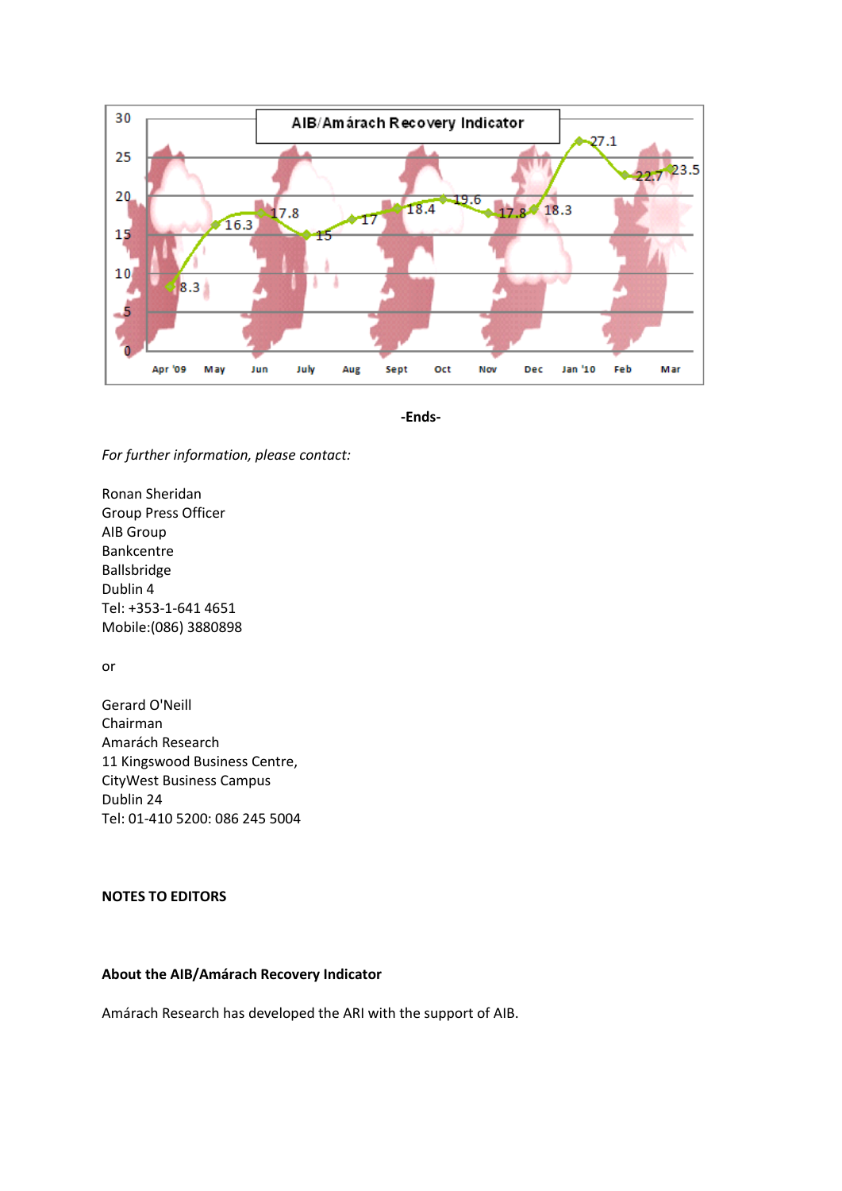**AIB/Amárach Recovery Indicator**

| Month | Value |
|---|---|
| Apr '09 | 8.3 |
| May | 16.3 |
| Jun | 17.8 |
| July | 15 |
| Aug | 17 |
| Sept | 18.4 |
| Oct | 19.6 |
| Nov | 17.8 |
| Dec | 18.3 |
| Jan '10 | 27.1 |
| Feb | 22.7 |
| Mar | 23.5 |

**-Ends-**

*For further information, please contact:*

Ronan Sheridan
Group Press Officer
AIB Group
Bankcentre
Ballsbridge
Dublin 4
Tel: +353-1-641 4651
Mobile:(086) 3880898

or

Gerard O'Neill
Chairman
Amarách Research
11 Kingswood Business Centre,
CityWest Business Campus
Dublin 24
Tel: 01-410 5200: 086 245 5004

**NOTES TO EDITORS**

**About the AIB/Amárach Recovery Indicator**

Amárach Research has developed the ARI with the support of AIB.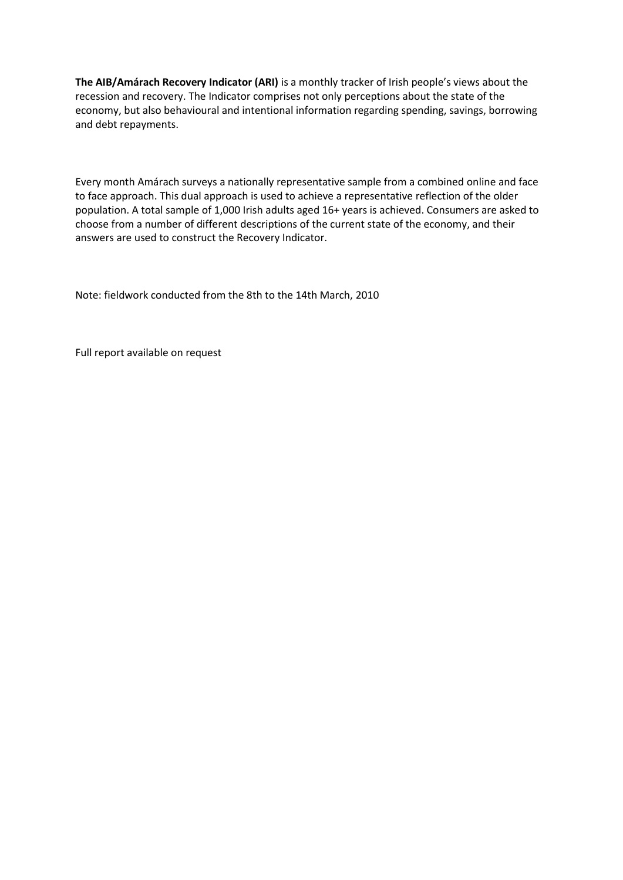**The AIB/Amárach Recovery Indicator (ARI)** is a monthly tracker of Irish people's views about the recession and recovery. The Indicator comprises not only perceptions about the state of the economy, but also behavioural and intentional information regarding spending, savings, borrowing and debt repayments.

Every month Amárach surveys a nationally representative sample from a combined online and face to face approach. This dual approach is used to achieve a representative reflection of the older population. A total sample of 1,000 Irish adults aged 16+ years is achieved. Consumers are asked to choose from a number of different descriptions of the current state of the economy, and their answers are used to construct the Recovery Indicator.

Note: fieldwork conducted from the 8th to the 14th March, 2010

Full report available on request